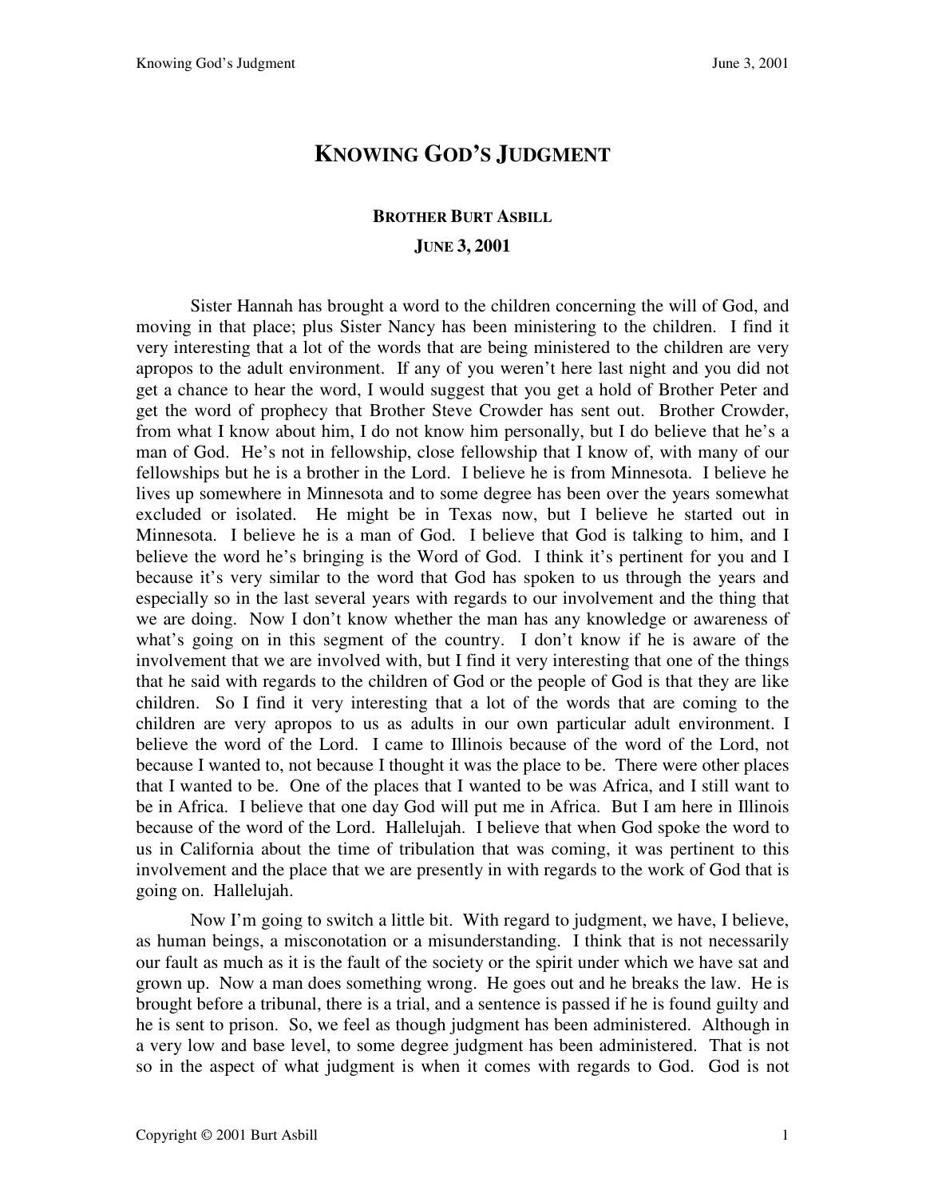# Knowing God's Judgment

**Brother Burt Asbill**

**June 3, 2001**

Sister Hannah has brought a word to the children concerning the will of God, and moving in that place; plus Sister Nancy has been ministering to the children. I find it very interesting that a lot of the words that are being ministered to the children are very apropos to the adult environment. If any of you weren't here last night and you did not get a chance to hear the word, I would suggest that you get a hold of Brother Peter and get the word of prophecy that Brother Steve Crowder has sent out. Brother Crowder, from what I know about him, I do not know him personally, but I do believe that he's a man of God. He's not in fellowship, close fellowship that I know of, with many of our fellowships but he is a brother in the Lord. I believe he is from Minnesota. I believe he lives up somewhere in Minnesota and to some degree has been over the years somewhat excluded or isolated. He might be in Texas now, but I believe he started out in Minnesota. I believe he is a man of God. I believe that God is talking to him, and I believe the word he's bringing is the Word of God. I think it's pertinent for you and I because it's very similar to the word that God has spoken to us through the years and especially so in the last several years with regards to our involvement and the thing that we are doing. Now I don't know whether the man has any knowledge or awareness of what's going on in this segment of the country. I don't know if he is aware of the involvement that we are involved with, but I find it very interesting that one of the things that he said with regards to the children of God or the people of God is that they are like children. So I find it very interesting that a lot of the words that are coming to the children are very apropos to us as adults in our own particular adult environment. I believe the word of the Lord. I came to Illinois because of the word of the Lord, not because I wanted to, not because I thought it was the place to be. There were other places that I wanted to be. One of the places that I wanted to be was Africa, and I still want to be in Africa. I believe that one day God will put me in Africa. But I am here in Illinois because of the word of the Lord. Hallelujah. I believe that when God spoke the word to us in California about the time of tribulation that was coming, it was pertinent to this involvement and the place that we are presently in with regards to the work of God that is going on. Hallelujah.

Now I'm going to switch a little bit. With regard to judgment, we have, I believe, as human beings, a misconotation or a misunderstanding. I think that is not necessarily our fault as much as it is the fault of the society or the spirit under which we have sat and grown up. Now a man does something wrong. He goes out and he breaks the law. He is brought before a tribunal, there is a trial, and a sentence is passed if he is found guilty and he is sent to prison. So, we feel as though judgment has been administered. Although in a very low and base level, to some degree judgment has been administered. That is not so in the aspect of what judgment is when it comes with regards to God. God is not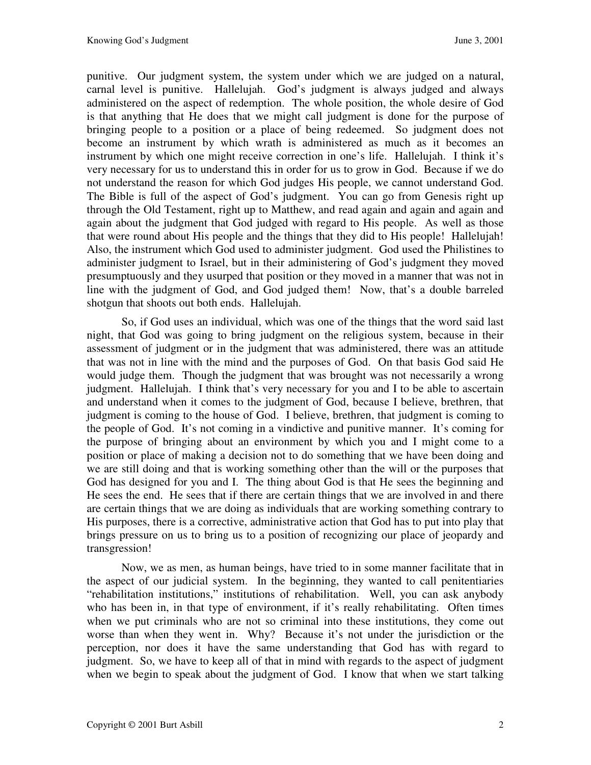punitive. Our judgment system, the system under which we are judged on a natural, carnal level is punitive. Hallelujah. God's judgment is always judged and always administered on the aspect of redemption. The whole position, the whole desire of God is that anything that He does that we might call judgment is done for the purpose of bringing people to a position or a place of being redeemed. So judgment does not become an instrument by which wrath is administered as much as it becomes an instrument by which one might receive correction in one's life. Hallelujah. I think it's very necessary for us to understand this in order for us to grow in God. Because if we do not understand the reason for which God judges His people, we cannot understand God. The Bible is full of the aspect of God's judgment. You can go from Genesis right up through the Old Testament, right up to Matthew, and read again and again and again and again about the judgment that God judged with regard to His people. As well as those that were round about His people and the things that they did to His people! Hallelujah! Also, the instrument which God used to administer judgment. God used the Philistines to administer judgment to Israel, but in their administering of God's judgment they moved presumptuously and they usurped that position or they moved in a manner that was not in line with the judgment of God, and God judged them! Now, that's a double barreled shotgun that shoots out both ends. Hallelujah.

So, if God uses an individual, which was one of the things that the word said last night, that God was going to bring judgment on the religious system, because in their assessment of judgment or in the judgment that was administered, there was an attitude that was not in line with the mind and the purposes of God. On that basis God said He would judge them. Though the judgment that was brought was not necessarily a wrong judgment. Hallelujah. I think that's very necessary for you and I to be able to ascertain and understand when it comes to the judgment of God, because I believe, brethren, that judgment is coming to the house of God. I believe, brethren, that judgment is coming to the people of God. It's not coming in a vindictive and punitive manner. It's coming for the purpose of bringing about an environment by which you and I might come to a position or place of making a decision not to do something that we have been doing and we are still doing and that is working something other than the will or the purposes that God has designed for you and I. The thing about God is that He sees the beginning and He sees the end. He sees that if there are certain things that we are involved in and there are certain things that we are doing as individuals that are working something contrary to His purposes, there is a corrective, administrative action that God has to put into play that brings pressure on us to bring us to a position of recognizing our place of jeopardy and transgression!

Now, we as men, as human beings, have tried to in some manner facilitate that in the aspect of our judicial system. In the beginning, they wanted to call penitentiaries "rehabilitation institutions," institutions of rehabilitation. Well, you can ask anybody who has been in, in that type of environment, if it's really rehabilitating. Often times when we put criminals who are not so criminal into these institutions, they come out worse than when they went in. Why? Because it's not under the jurisdiction or the perception, nor does it have the same understanding that God has with regard to judgment. So, we have to keep all of that in mind with regards to the aspect of judgment when we begin to speak about the judgment of God. I know that when we start talking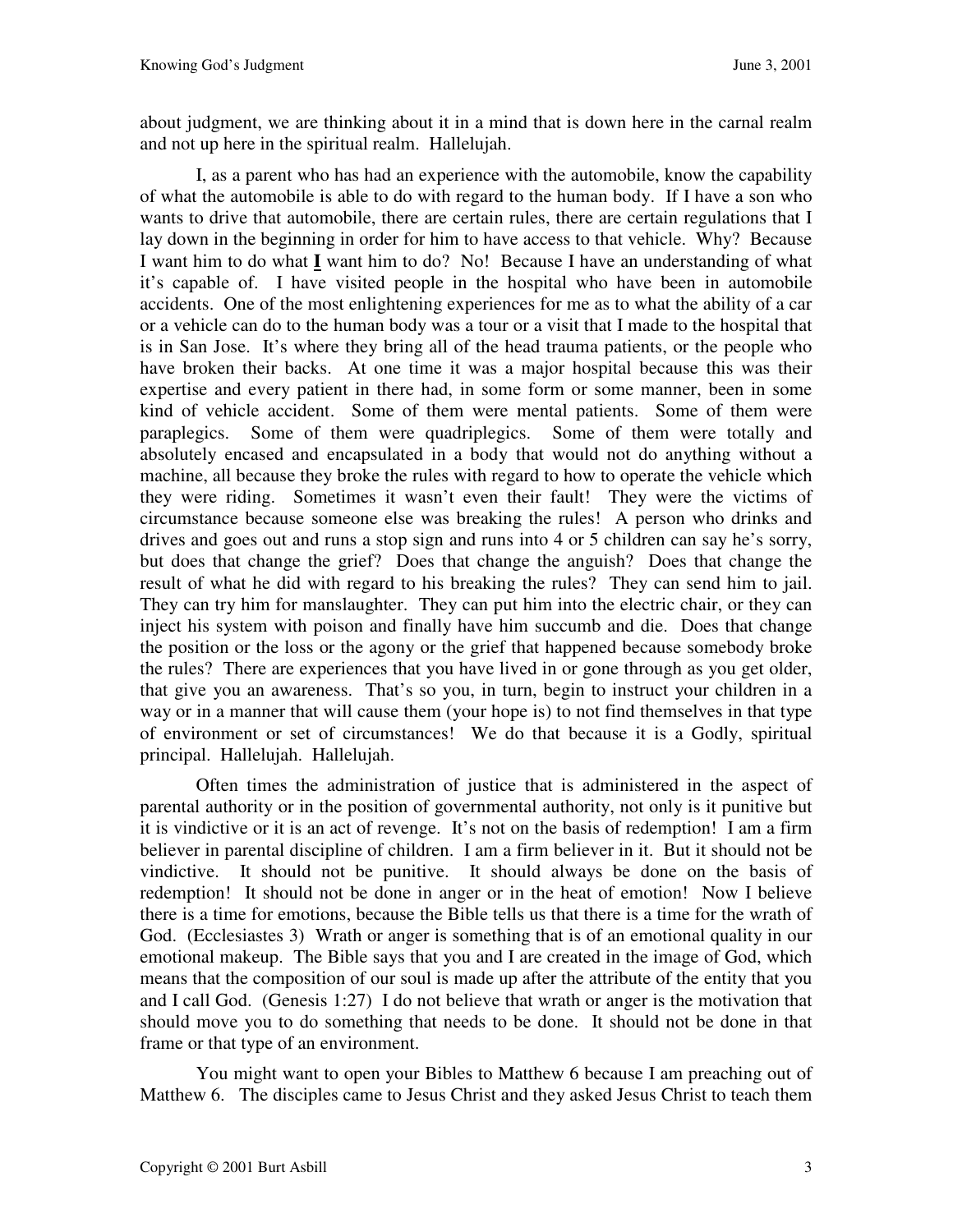about judgment, we are thinking about it in a mind that is down here in the carnal realm and not up here in the spiritual realm. Hallelujah.

I, as a parent who has had an experience with the automobile, know the capability of what the automobile is able to do with regard to the human body. If I have a son who wants to drive that automobile, there are certain rules, there are certain regulations that I lay down in the beginning in order for him to have access to that vehicle. Why? Because I want him to do what **I** want him to do? No! Because I have an understanding of what it's capable of. I have visited people in the hospital who have been in automobile accidents. One of the most enlightening experiences for me as to what the ability of a car or a vehicle can do to the human body was a tour or a visit that I made to the hospital that is in San Jose. It's where they bring all of the head trauma patients, or the people who have broken their backs. At one time it was a major hospital because this was their expertise and every patient in there had, in some form or some manner, been in some kind of vehicle accident. Some of them were mental patients. Some of them were paraplegics. Some of them were quadriplegics. Some of them were totally and absolutely encased and encapsulated in a body that would not do anything without a machine, all because they broke the rules with regard to how to operate the vehicle which they were riding. Sometimes it wasn't even their fault! They were the victims of circumstance because someone else was breaking the rules! A person who drinks and drives and goes out and runs a stop sign and runs into 4 or 5 children can say he's sorry, but does that change the grief? Does that change the anguish? Does that change the result of what he did with regard to his breaking the rules? They can send him to jail. They can try him for manslaughter. They can put him into the electric chair, or they can inject his system with poison and finally have him succumb and die. Does that change the position or the loss or the agony or the grief that happened because somebody broke the rules? There are experiences that you have lived in or gone through as you get older, that give you an awareness. That's so you, in turn, begin to instruct your children in a way or in a manner that will cause them (your hope is) to not find themselves in that type of environment or set of circumstances! We do that because it is a Godly, spiritual principal. Hallelujah. Hallelujah.

Often times the administration of justice that is administered in the aspect of parental authority or in the position of governmental authority, not only is it punitive but it is vindictive or it is an act of revenge. It's not on the basis of redemption! I am a firm believer in parental discipline of children. I am a firm believer in it. But it should not be vindictive. It should not be punitive. It should always be done on the basis of redemption! It should not be done in anger or in the heat of emotion! Now I believe there is a time for emotions, because the Bible tells us that there is a time for the wrath of God. (Ecclesiastes 3) Wrath or anger is something that is of an emotional quality in our emotional makeup. The Bible says that you and I are created in the image of God, which means that the composition of our soul is made up after the attribute of the entity that you and I call God. (Genesis 1:27) I do not believe that wrath or anger is the motivation that should move you to do something that needs to be done. It should not be done in that frame or that type of an environment.

You might want to open your Bibles to Matthew 6 because I am preaching out of Matthew 6. The disciples came to Jesus Christ and they asked Jesus Christ to teach them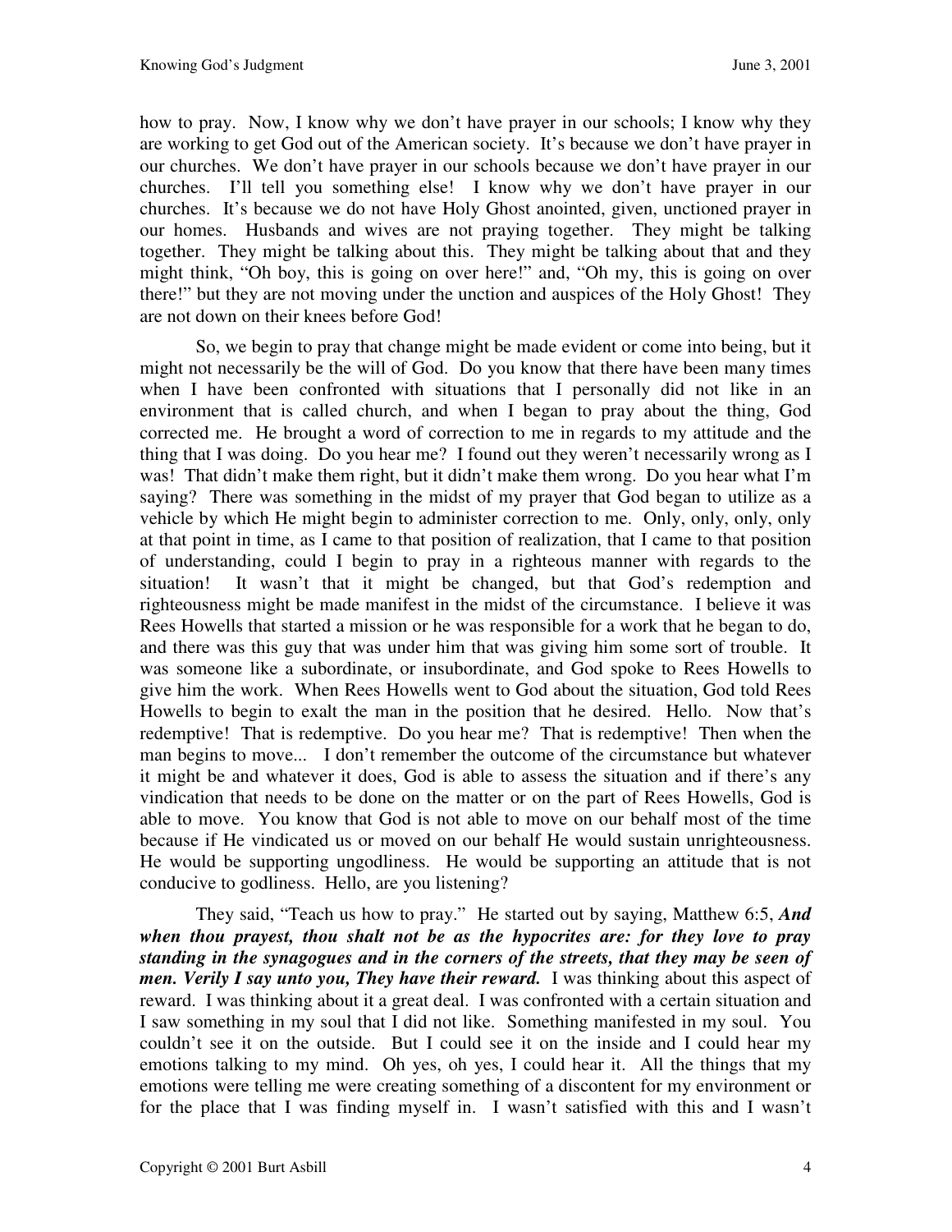how to pray. Now, I know why we don't have prayer in our schools; I know why they are working to get God out of the American society. It's because we don't have prayer in our churches. We don't have prayer in our schools because we don't have prayer in our churches. I'll tell you something else! I know why we don't have prayer in our churches. It's because we do not have Holy Ghost anointed, given, unctioned prayer in our homes. Husbands and wives are not praying together. They might be talking together. They might be talking about this. They might be talking about that and they might think, "Oh boy, this is going on over here!" and, "Oh my, this is going on over there!" but they are not moving under the unction and auspices of the Holy Ghost! They are not down on their knees before God!

So, we begin to pray that change might be made evident or come into being, but it might not necessarily be the will of God. Do you know that there have been many times when I have been confronted with situations that I personally did not like in an environment that is called church, and when I began to pray about the thing, God corrected me. He brought a word of correction to me in regards to my attitude and the thing that I was doing. Do you hear me? I found out they weren't necessarily wrong as I was! That didn't make them right, but it didn't make them wrong. Do you hear what I'm saying? There was something in the midst of my prayer that God began to utilize as a vehicle by which He might begin to administer correction to me. Only, only, only, only at that point in time, as I came to that position of realization, that I came to that position of understanding, could I begin to pray in a righteous manner with regards to the situation! It wasn't that it might be changed, but that God's redemption and righteousness might be made manifest in the midst of the circumstance. I believe it was Rees Howells that started a mission or he was responsible for a work that he began to do, and there was this guy that was under him that was giving him some sort of trouble. It was someone like a subordinate, or insubordinate, and God spoke to Rees Howells to give him the work. When Rees Howells went to God about the situation, God told Rees Howells to begin to exalt the man in the position that he desired. Hello. Now that's redemptive! That is redemptive. Do you hear me? That is redemptive! Then when the man begins to move... I don't remember the outcome of the circumstance but whatever it might be and whatever it does, God is able to assess the situation and if there's any vindication that needs to be done on the matter or on the part of Rees Howells, God is able to move. You know that God is not able to move on our behalf most of the time because if He vindicated us or moved on our behalf He would sustain unrighteousness. He would be supporting ungodliness. He would be supporting an attitude that is not conducive to godliness. Hello, are you listening?

They said, "Teach us how to pray." He started out by saying, Matthew 6:5, ***And when thou prayest, thou shalt not be as the hypocrites are: for they love to pray standing in the synagogues and in the corners of the streets, that they may be seen of men. Verily I say unto you, They have their reward.*** I was thinking about this aspect of reward. I was thinking about it a great deal. I was confronted with a certain situation and I saw something in my soul that I did not like. Something manifested in my soul. You couldn't see it on the outside. But I could see it on the inside and I could hear my emotions talking to my mind. Oh yes, oh yes, I could hear it. All the things that my emotions were telling me were creating something of a discontent for my environment or for the place that I was finding myself in. I wasn't satisfied with this and I wasn't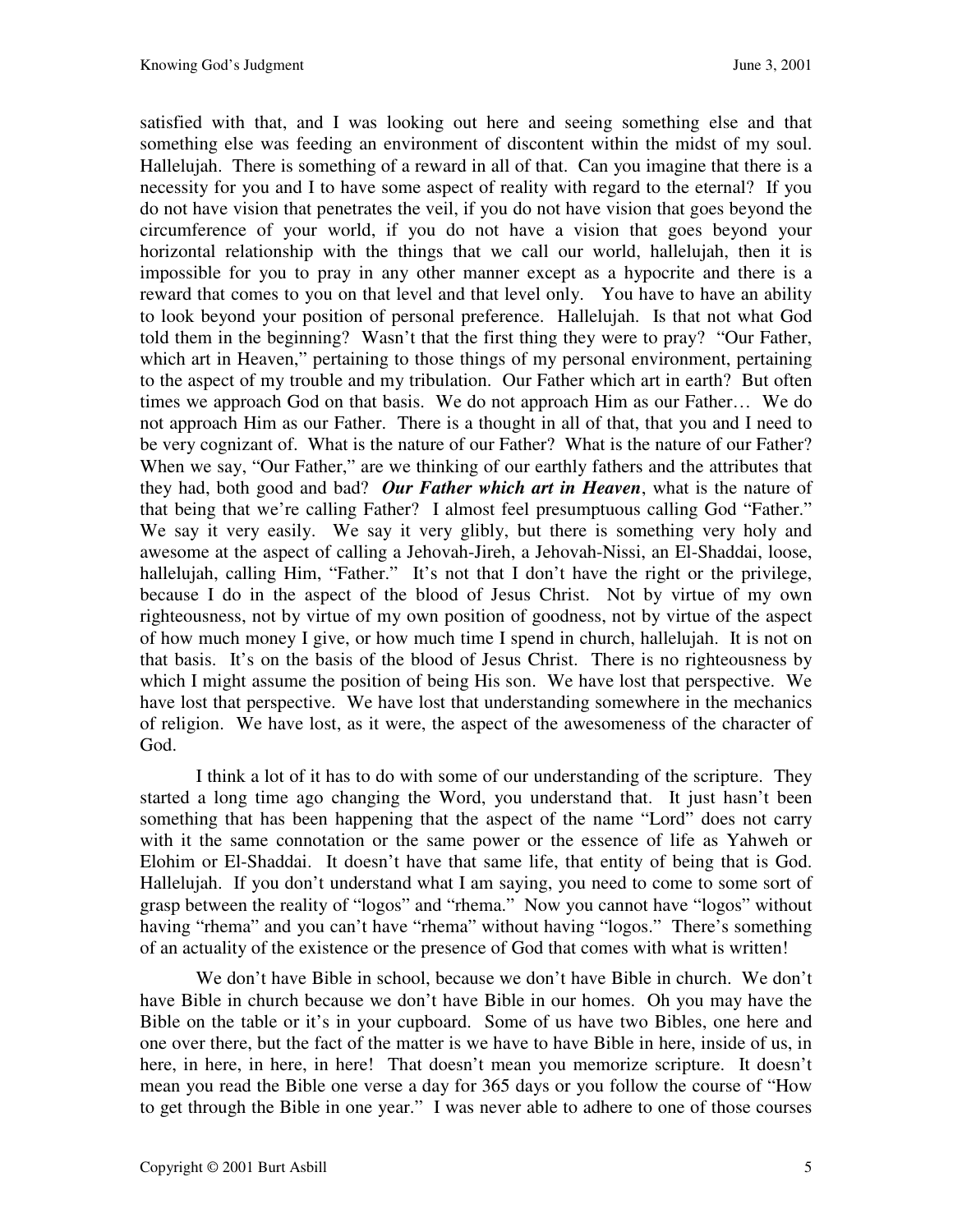satisfied with that, and I was looking out here and seeing something else and that something else was feeding an environment of discontent within the midst of my soul. Hallelujah. There is something of a reward in all of that. Can you imagine that there is a necessity for you and I to have some aspect of reality with regard to the eternal? If you do not have vision that penetrates the veil, if you do not have vision that goes beyond the circumference of your world, if you do not have a vision that goes beyond your horizontal relationship with the things that we call our world, hallelujah, then it is impossible for you to pray in any other manner except as a hypocrite and there is a reward that comes to you on that level and that level only. You have to have an ability to look beyond your position of personal preference. Hallelujah. Is that not what God told them in the beginning? Wasn't that the first thing they were to pray? "Our Father, which art in Heaven," pertaining to those things of my personal environment, pertaining to the aspect of my trouble and my tribulation. Our Father which art in earth? But often times we approach God on that basis. We do not approach Him as our Father… We do not approach Him as our Father. There is a thought in all of that, that you and I need to be very cognizant of. What is the nature of our Father? What is the nature of our Father? When we say, "Our Father," are we thinking of our earthly fathers and the attributes that they had, both good and bad? ***Our Father which art in Heaven***, what is the nature of that being that we're calling Father? I almost feel presumptuous calling God "Father." We say it very easily. We say it very glibly, but there is something very holy and awesome at the aspect of calling a Jehovah-Jireh, a Jehovah-Nissi, an El-Shaddai, loose, hallelujah, calling Him, "Father." It's not that I don't have the right or the privilege, because I do in the aspect of the blood of Jesus Christ. Not by virtue of my own righteousness, not by virtue of my own position of goodness, not by virtue of the aspect of how much money I give, or how much time I spend in church, hallelujah. It is not on that basis. It's on the basis of the blood of Jesus Christ. There is no righteousness by which I might assume the position of being His son. We have lost that perspective. We have lost that perspective. We have lost that understanding somewhere in the mechanics of religion. We have lost, as it were, the aspect of the awesomeness of the character of God.

I think a lot of it has to do with some of our understanding of the scripture. They started a long time ago changing the Word, you understand that. It just hasn't been something that has been happening that the aspect of the name "Lord" does not carry with it the same connotation or the same power or the essence of life as Yahweh or Elohim or El-Shaddai. It doesn't have that same life, that entity of being that is God. Hallelujah. If you don't understand what I am saying, you need to come to some sort of grasp between the reality of "logos" and "rhema." Now you cannot have "logos" without having "rhema" and you can't have "rhema" without having "logos." There's something of an actuality of the existence or the presence of God that comes with what is written!

We don't have Bible in school, because we don't have Bible in church. We don't have Bible in church because we don't have Bible in our homes. Oh you may have the Bible on the table or it's in your cupboard. Some of us have two Bibles, one here and one over there, but the fact of the matter is we have to have Bible in here, inside of us, in here, in here, in here, in here! That doesn't mean you memorize scripture. It doesn't mean you read the Bible one verse a day for 365 days or you follow the course of "How to get through the Bible in one year." I was never able to adhere to one of those courses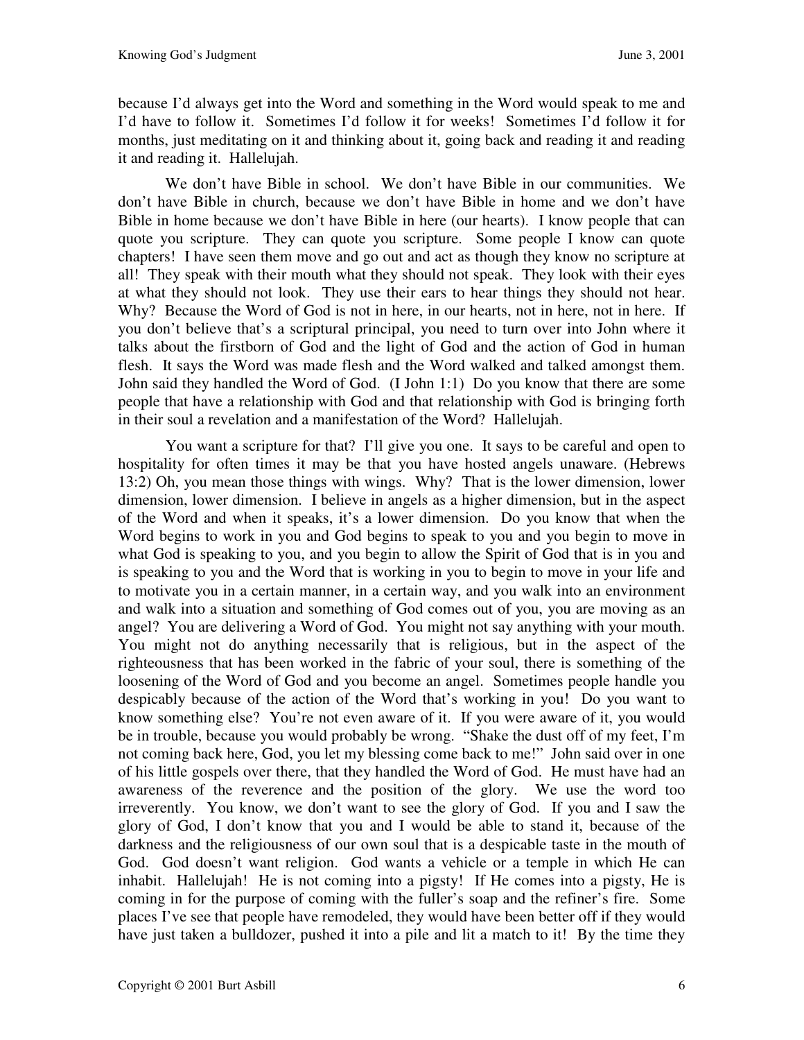because I'd always get into the Word and something in the Word would speak to me and I'd have to follow it. Sometimes I'd follow it for weeks! Sometimes I'd follow it for months, just meditating on it and thinking about it, going back and reading it and reading it and reading it. Hallelujah.

We don't have Bible in school. We don't have Bible in our communities. We don't have Bible in church, because we don't have Bible in home and we don't have Bible in home because we don't have Bible in here (our hearts). I know people that can quote you scripture. They can quote you scripture. Some people I know can quote chapters! I have seen them move and go out and act as though they know no scripture at all! They speak with their mouth what they should not speak. They look with their eyes at what they should not look. They use their ears to hear things they should not hear. Why? Because the Word of God is not in here, in our hearts, not in here, not in here. If you don't believe that's a scriptural principal, you need to turn over into John where it talks about the firstborn of God and the light of God and the action of God in human flesh. It says the Word was made flesh and the Word walked and talked amongst them. John said they handled the Word of God. (I John 1:1) Do you know that there are some people that have a relationship with God and that relationship with God is bringing forth in their soul a revelation and a manifestation of the Word? Hallelujah.

You want a scripture for that? I'll give you one. It says to be careful and open to hospitality for often times it may be that you have hosted angels unaware. (Hebrews 13:2) Oh, you mean those things with wings. Why? That is the lower dimension, lower dimension, lower dimension. I believe in angels as a higher dimension, but in the aspect of the Word and when it speaks, it's a lower dimension. Do you know that when the Word begins to work in you and God begins to speak to you and you begin to move in what God is speaking to you, and you begin to allow the Spirit of God that is in you and is speaking to you and the Word that is working in you to begin to move in your life and to motivate you in a certain manner, in a certain way, and you walk into an environment and walk into a situation and something of God comes out of you, you are moving as an angel? You are delivering a Word of God. You might not say anything with your mouth. You might not do anything necessarily that is religious, but in the aspect of the righteousness that has been worked in the fabric of your soul, there is something of the loosening of the Word of God and you become an angel. Sometimes people handle you despicably because of the action of the Word that's working in you! Do you want to know something else? You're not even aware of it. If you were aware of it, you would be in trouble, because you would probably be wrong. "Shake the dust off of my feet, I'm not coming back here, God, you let my blessing come back to me!" John said over in one of his little gospels over there, that they handled the Word of God. He must have had an awareness of the reverence and the position of the glory. We use the word too irreverently. You know, we don't want to see the glory of God. If you and I saw the glory of God, I don't know that you and I would be able to stand it, because of the darkness and the religiousness of our own soul that is a despicable taste in the mouth of God. God doesn't want religion. God wants a vehicle or a temple in which He can inhabit. Hallelujah! He is not coming into a pigsty! If He comes into a pigsty, He is coming in for the purpose of coming with the fuller's soap and the refiner's fire. Some places I've see that people have remodeled, they would have been better off if they would have just taken a bulldozer, pushed it into a pile and lit a match to it! By the time they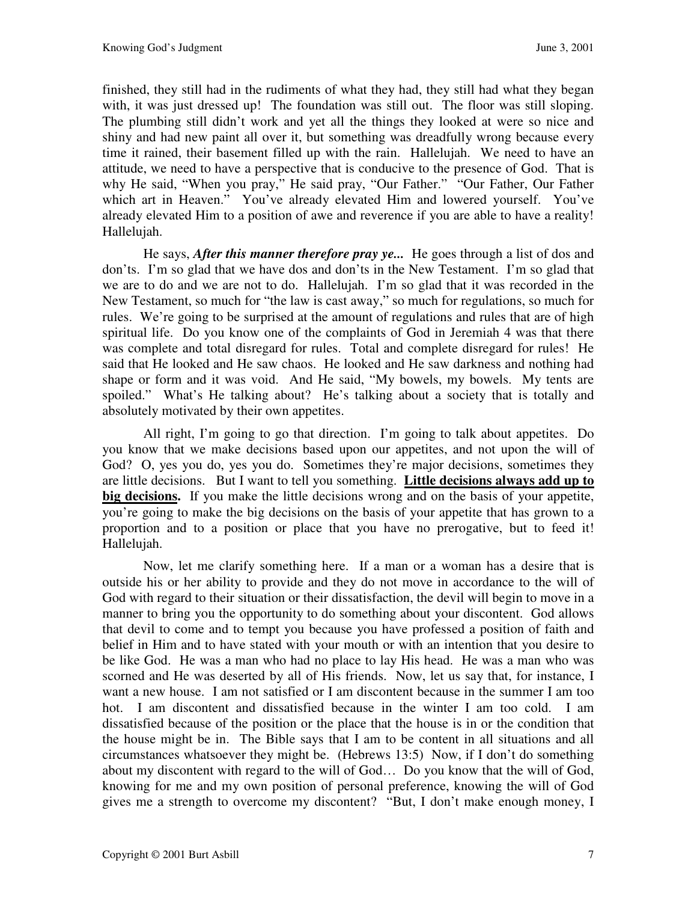finished, they still had in the rudiments of what they had, they still had what they began with, it was just dressed up! The foundation was still out. The floor was still sloping. The plumbing still didn't work and yet all the things they looked at were so nice and shiny and had new paint all over it, but something was dreadfully wrong because every time it rained, their basement filled up with the rain. Hallelujah. We need to have an attitude, we need to have a perspective that is conducive to the presence of God. That is why He said, "When you pray," He said pray, "Our Father." "Our Father, Our Father which art in Heaven." You've already elevated Him and lowered yourself. You've already elevated Him to a position of awe and reverence if you are able to have a reality! Hallelujah.

He says, ***After this manner therefore pray ye...*** He goes through a list of dos and don'ts. I'm so glad that we have dos and don'ts in the New Testament. I'm so glad that we are to do and we are not to do. Hallelujah. I'm so glad that it was recorded in the New Testament, so much for "the law is cast away," so much for regulations, so much for rules. We're going to be surprised at the amount of regulations and rules that are of high spiritual life. Do you know one of the complaints of God in Jeremiah 4 was that there was complete and total disregard for rules. Total and complete disregard for rules! He said that He looked and He saw chaos. He looked and He saw darkness and nothing had shape or form and it was void. And He said, "My bowels, my bowels. My tents are spoiled." What's He talking about? He's talking about a society that is totally and absolutely motivated by their own appetites.

All right, I'm going to go that direction. I'm going to talk about appetites. Do you know that we make decisions based upon our appetites, and not upon the will of God? O, yes you do, yes you do. Sometimes they're major decisions, sometimes they are little decisions. But I want to tell you something. **<u>Little decisions always add up to big decisions</u>.** If you make the little decisions wrong and on the basis of your appetite, you're going to make the big decisions on the basis of your appetite that has grown to a proportion and to a position or place that you have no prerogative, but to feed it! Hallelujah.

Now, let me clarify something here. If a man or a woman has a desire that is outside his or her ability to provide and they do not move in accordance to the will of God with regard to their situation or their dissatisfaction, the devil will begin to move in a manner to bring you the opportunity to do something about your discontent. God allows that devil to come and to tempt you because you have professed a position of faith and belief in Him and to have stated with your mouth or with an intention that you desire to be like God. He was a man who had no place to lay His head. He was a man who was scorned and He was deserted by all of His friends. Now, let us say that, for instance, I want a new house. I am not satisfied or I am discontent because in the summer I am too hot. I am discontent and dissatisfied because in the winter I am too cold. I am dissatisfied because of the position or the place that the house is in or the condition that the house might be in. The Bible says that I am to be content in all situations and all circumstances whatsoever they might be. (Hebrews 13:5) Now, if I don't do something about my discontent with regard to the will of God… Do you know that the will of God, knowing for me and my own position of personal preference, knowing the will of God gives me a strength to overcome my discontent? "But, I don't make enough money, I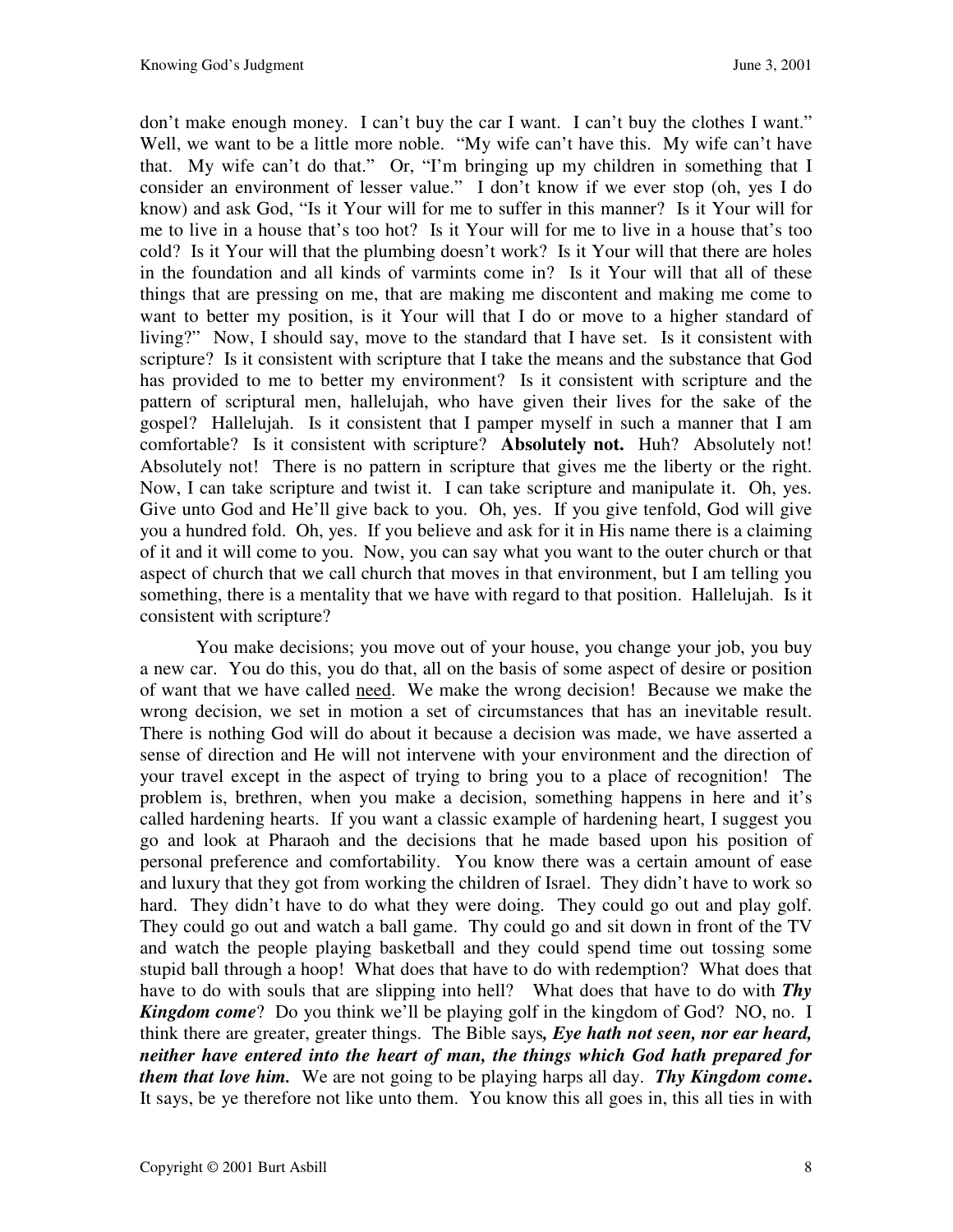don't make enough money. I can't buy the car I want. I can't buy the clothes I want." Well, we want to be a little more noble. "My wife can't have this. My wife can't have that. My wife can't do that." Or, "I'm bringing up my children in something that I consider an environment of lesser value." I don't know if we ever stop (oh, yes I do know) and ask God, "Is it Your will for me to suffer in this manner? Is it Your will for me to live in a house that's too hot? Is it Your will for me to live in a house that's too cold? Is it Your will that the plumbing doesn't work? Is it Your will that there are holes in the foundation and all kinds of varmints come in? Is it Your will that all of these things that are pressing on me, that are making me discontent and making me come to want to better my position, is it Your will that I do or move to a higher standard of living?" Now, I should say, move to the standard that I have set. Is it consistent with scripture? Is it consistent with scripture that I take the means and the substance that God has provided to me to better my environment? Is it consistent with scripture and the pattern of scriptural men, hallelujah, who have given their lives for the sake of the gospel? Hallelujah. Is it consistent that I pamper myself in such a manner that I am comfortable? Is it consistent with scripture? **Absolutely not.** Huh? Absolutely not! Absolutely not! There is no pattern in scripture that gives me the liberty or the right. Now, I can take scripture and twist it. I can take scripture and manipulate it. Oh, yes. Give unto God and He'll give back to you. Oh, yes. If you give tenfold, God will give you a hundred fold. Oh, yes. If you believe and ask for it in His name there is a claiming of it and it will come to you. Now, you can say what you want to the outer church or that aspect of church that we call church that moves in that environment, but I am telling you something, there is a mentality that we have with regard to that position. Hallelujah. Is it consistent with scripture?

You make decisions; you move out of your house, you change your job, you buy a new car. You do this, you do that, all on the basis of some aspect of desire or position of want that we have called <u>need</u>. We make the wrong decision! Because we make the wrong decision, we set in motion a set of circumstances that has an inevitable result. There is nothing God will do about it because a decision was made, we have asserted a sense of direction and He will not intervene with your environment and the direction of your travel except in the aspect of trying to bring you to a place of recognition! The problem is, brethren, when you make a decision, something happens in here and it's called hardening hearts. If you want a classic example of hardening heart, I suggest you go and look at Pharaoh and the decisions that he made based upon his position of personal preference and comfortability. You know there was a certain amount of ease and luxury that they got from working the children of Israel. They didn't have to work so hard. They didn't have to do what they were doing. They could go out and play golf. They could go out and watch a ball game. Thy could go and sit down in front of the TV and watch the people playing basketball and they could spend time out tossing some stupid ball through a hoop! What does that have to do with redemption? What does that have to do with souls that are slipping into hell? What does that have to do with ***Thy Kingdom come***? Do you think we'll be playing golf in the kingdom of God? NO, no. I think there are greater, greater things. The Bible says***, Eye hath not seen, nor ear heard, neither have entered into the heart of man, the things which God hath prepared for them that love him.*** We are not going to be playing harps all day. ***Thy Kingdom come*****.** It says, be ye therefore not like unto them. You know this all goes in, this all ties in with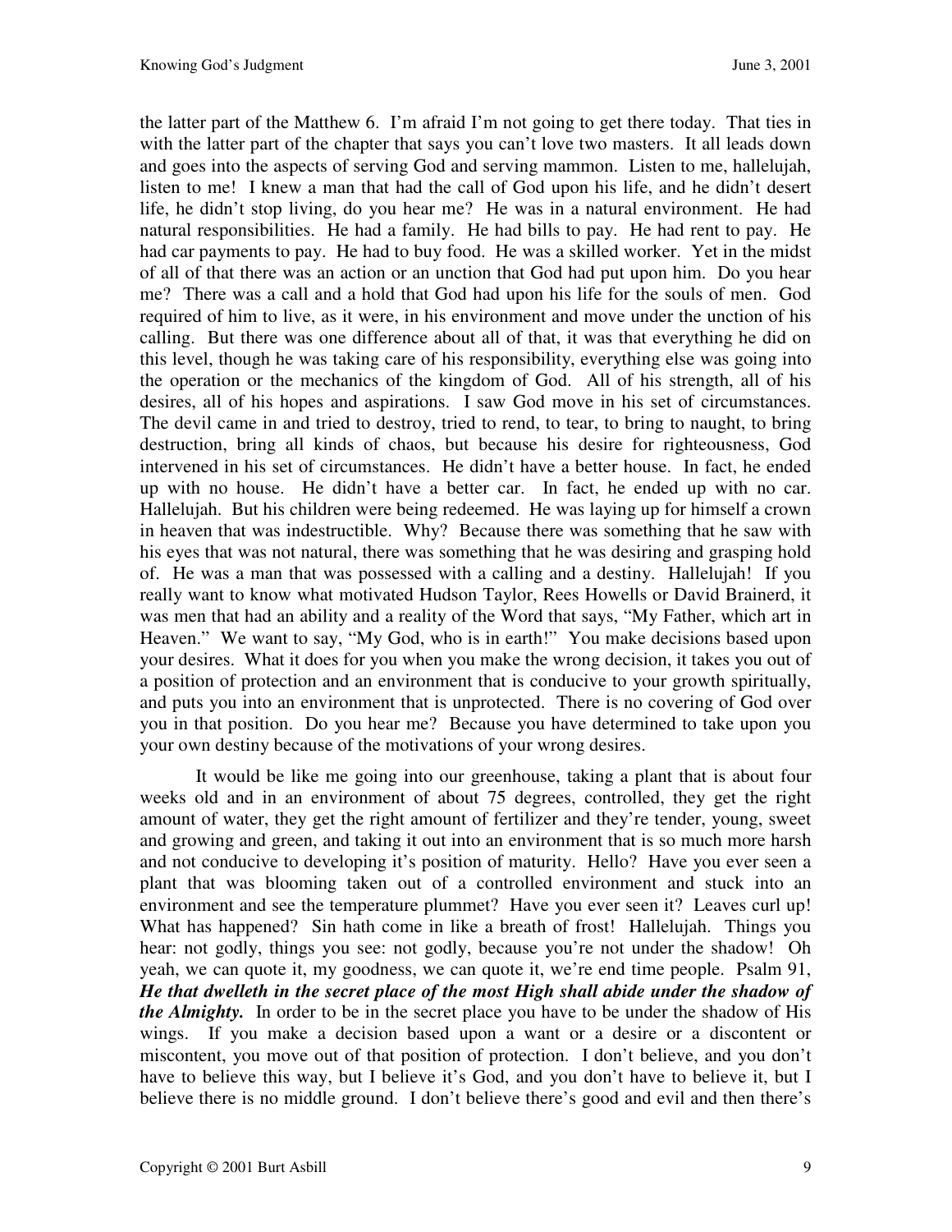the latter part of the Matthew 6. I'm afraid I'm not going to get there today. That ties in with the latter part of the chapter that says you can't love two masters. It all leads down and goes into the aspects of serving God and serving mammon. Listen to me, hallelujah, listen to me! I knew a man that had the call of God upon his life, and he didn't desert life, he didn't stop living, do you hear me? He was in a natural environment. He had natural responsibilities. He had a family. He had bills to pay. He had rent to pay. He had car payments to pay. He had to buy food. He was a skilled worker. Yet in the midst of all of that there was an action or an unction that God had put upon him. Do you hear me? There was a call and a hold that God had upon his life for the souls of men. God required of him to live, as it were, in his environment and move under the unction of his calling. But there was one difference about all of that, it was that everything he did on this level, though he was taking care of his responsibility, everything else was going into the operation or the mechanics of the kingdom of God. All of his strength, all of his desires, all of his hopes and aspirations. I saw God move in his set of circumstances. The devil came in and tried to destroy, tried to rend, to tear, to bring to naught, to bring destruction, bring all kinds of chaos, but because his desire for righteousness, God intervened in his set of circumstances. He didn't have a better house. In fact, he ended up with no house. He didn't have a better car. In fact, he ended up with no car. Hallelujah. But his children were being redeemed. He was laying up for himself a crown in heaven that was indestructible. Why? Because there was something that he saw with his eyes that was not natural, there was something that he was desiring and grasping hold of. He was a man that was possessed with a calling and a destiny. Hallelujah! If you really want to know what motivated Hudson Taylor, Rees Howells or David Brainerd, it was men that had an ability and a reality of the Word that says, "My Father, which art in Heaven." We want to say, "My God, who is in earth!" You make decisions based upon your desires. What it does for you when you make the wrong decision, it takes you out of a position of protection and an environment that is conducive to your growth spiritually, and puts you into an environment that is unprotected. There is no covering of God over you in that position. Do you hear me? Because you have determined to take upon you your own destiny because of the motivations of your wrong desires.

It would be like me going into our greenhouse, taking a plant that is about four weeks old and in an environment of about 75 degrees, controlled, they get the right amount of water, they get the right amount of fertilizer and they're tender, young, sweet and growing and green, and taking it out into an environment that is so much more harsh and not conducive to developing it's position of maturity. Hello? Have you ever seen a plant that was blooming taken out of a controlled environment and stuck into an environment and see the temperature plummet? Have you ever seen it? Leaves curl up! What has happened? Sin hath come in like a breath of frost! Hallelujah. Things you hear: not godly, things you see: not godly, because you're not under the shadow! Oh yeah, we can quote it, my goodness, we can quote it, we're end time people. Psalm 91, ***He that dwelleth in the secret place of the most High shall abide under the shadow of the Almighty.*** In order to be in the secret place you have to be under the shadow of His wings. If you make a decision based upon a want or a desire or a discontent or miscontent, you move out of that position of protection. I don't believe, and you don't have to believe this way, but I believe it's God, and you don't have to believe it, but I believe there is no middle ground. I don't believe there's good and evil and then there's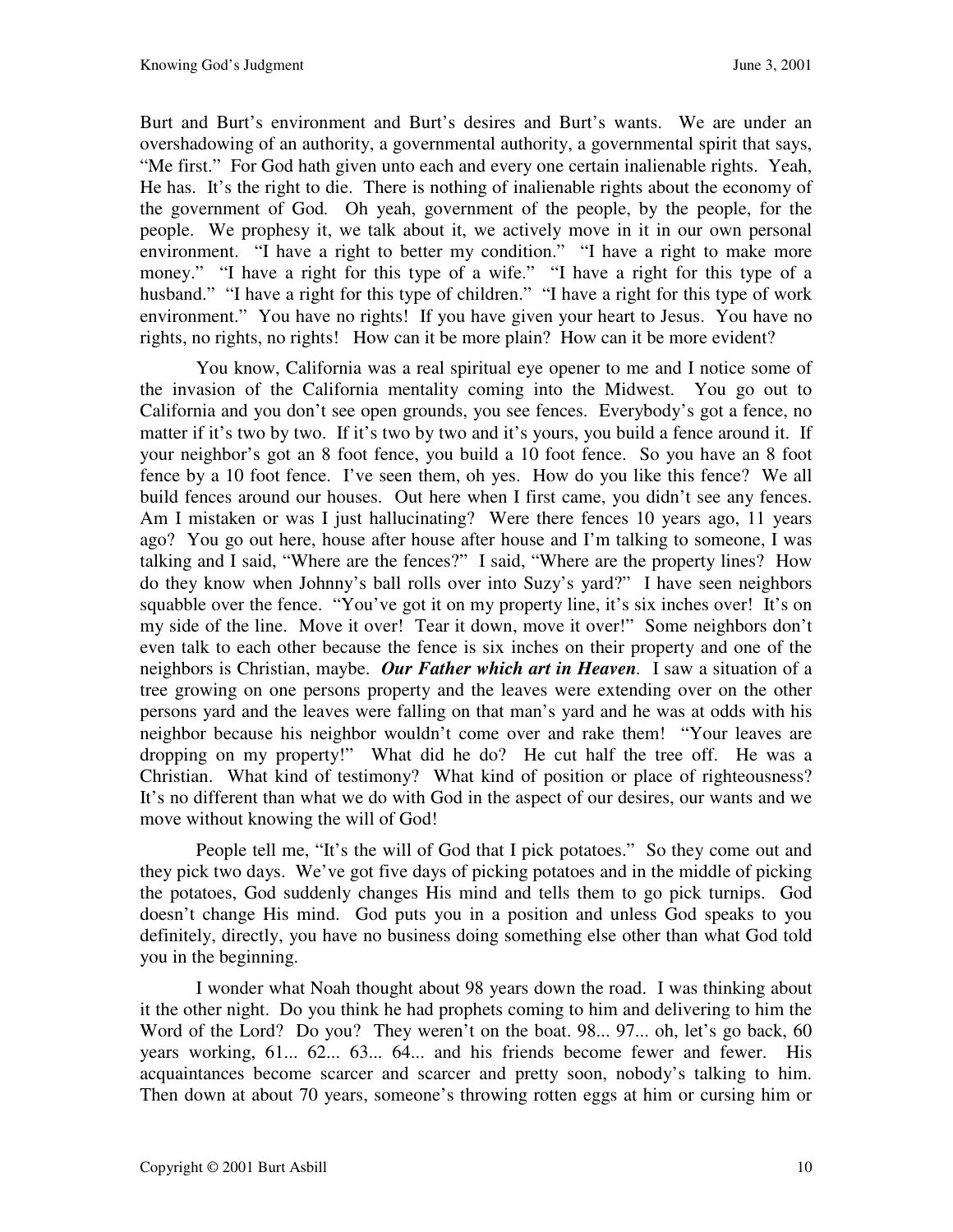Burt and Burt's environment and Burt's desires and Burt's wants. We are under an overshadowing of an authority, a governmental authority, a governmental spirit that says, "Me first." For God hath given unto each and every one certain inalienable rights. Yeah, He has. It's the right to die. There is nothing of inalienable rights about the economy of the government of God. Oh yeah, government of the people, by the people, for the people. We prophesy it, we talk about it, we actively move in it in our own personal environment. "I have a right to better my condition." "I have a right to make more money." "I have a right for this type of a wife." "I have a right for this type of a husband." "I have a right for this type of children." "I have a right for this type of work environment." You have no rights! If you have given your heart to Jesus. You have no rights, no rights, no rights! How can it be more plain? How can it be more evident?

You know, California was a real spiritual eye opener to me and I notice some of the invasion of the California mentality coming into the Midwest. You go out to California and you don't see open grounds, you see fences. Everybody's got a fence, no matter if it's two by two. If it's two by two and it's yours, you build a fence around it. If your neighbor's got an 8 foot fence, you build a 10 foot fence. So you have an 8 foot fence by a 10 foot fence. I've seen them, oh yes. How do you like this fence? We all build fences around our houses. Out here when I first came, you didn't see any fences. Am I mistaken or was I just hallucinating? Were there fences 10 years ago, 11 years ago? You go out here, house after house after house and I'm talking to someone, I was talking and I said, "Where are the fences?" I said, "Where are the property lines? How do they know when Johnny's ball rolls over into Suzy's yard?" I have seen neighbors squabble over the fence. "You've got it on my property line, it's six inches over! It's on my side of the line. Move it over! Tear it down, move it over!" Some neighbors don't even talk to each other because the fence is six inches on their property and one of the neighbors is Christian, maybe. ***Our Father which art in Heaven***. I saw a situation of a tree growing on one persons property and the leaves were extending over on the other persons yard and the leaves were falling on that man's yard and he was at odds with his neighbor because his neighbor wouldn't come over and rake them! "Your leaves are dropping on my property!" What did he do? He cut half the tree off. He was a Christian. What kind of testimony? What kind of position or place of righteousness? It's no different than what we do with God in the aspect of our desires, our wants and we move without knowing the will of God!

People tell me, "It's the will of God that I pick potatoes." So they come out and they pick two days. We've got five days of picking potatoes and in the middle of picking the potatoes, God suddenly changes His mind and tells them to go pick turnips. God doesn't change His mind. God puts you in a position and unless God speaks to you definitely, directly, you have no business doing something else other than what God told you in the beginning.

I wonder what Noah thought about 98 years down the road. I was thinking about it the other night. Do you think he had prophets coming to him and delivering to him the Word of the Lord? Do you? They weren't on the boat. 98... 97... oh, let's go back, 60 years working, 61... 62... 63... 64... and his friends become fewer and fewer. His acquaintances become scarcer and scarcer and pretty soon, nobody's talking to him. Then down at about 70 years, someone's throwing rotten eggs at him or cursing him or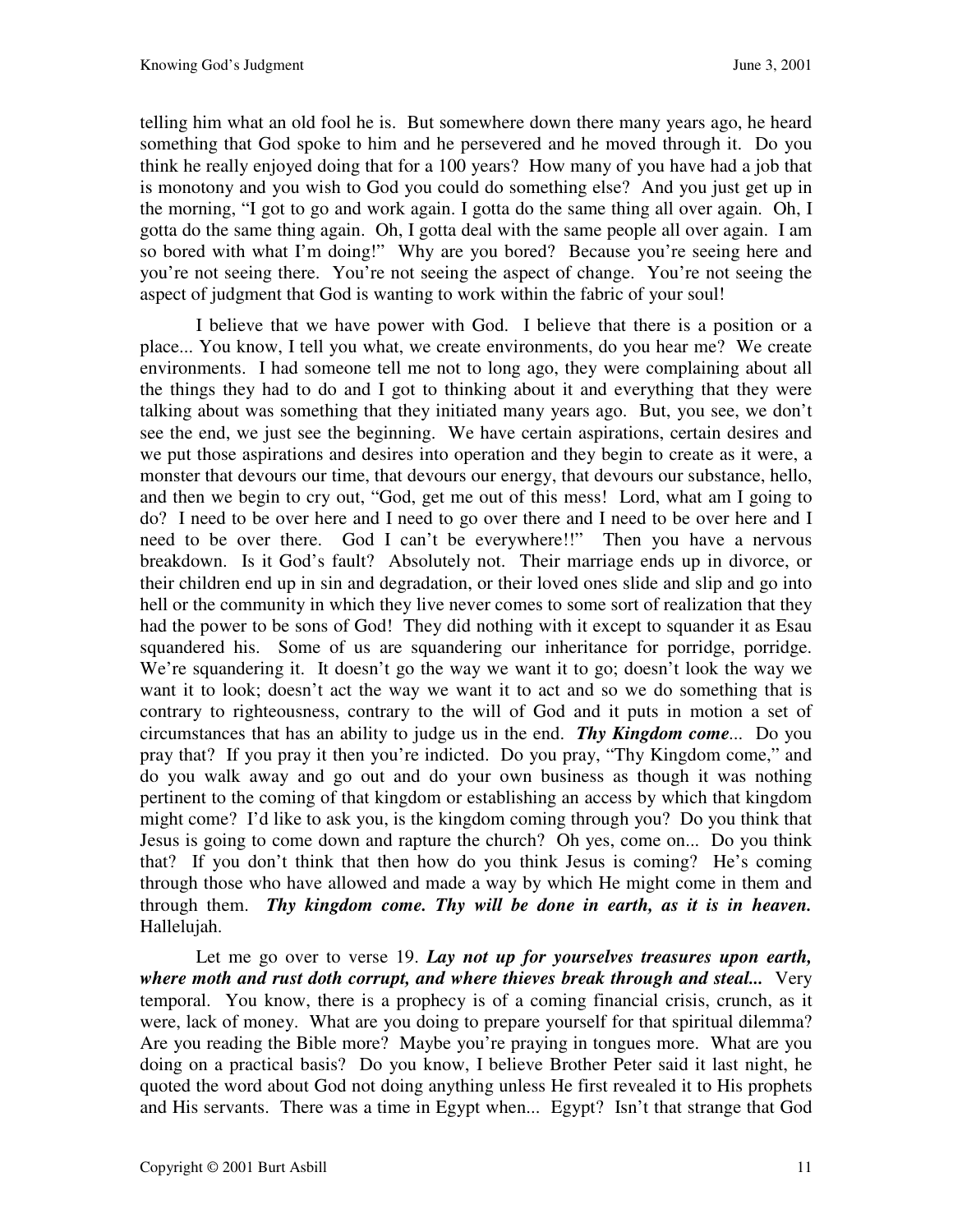telling him what an old fool he is. But somewhere down there many years ago, he heard something that God spoke to him and he persevered and he moved through it. Do you think he really enjoyed doing that for a 100 years? How many of you have had a job that is monotony and you wish to God you could do something else? And you just get up in the morning, "I got to go and work again. I gotta do the same thing all over again. Oh, I gotta do the same thing again. Oh, I gotta deal with the same people all over again. I am so bored with what I'm doing!" Why are you bored? Because you're seeing here and you're not seeing there. You're not seeing the aspect of change. You're not seeing the aspect of judgment that God is wanting to work within the fabric of your soul!

I believe that we have power with God. I believe that there is a position or a place... You know, I tell you what, we create environments, do you hear me? We create environments. I had someone tell me not to long ago, they were complaining about all the things they had to do and I got to thinking about it and everything that they were talking about was something that they initiated many years ago. But, you see, we don't see the end, we just see the beginning. We have certain aspirations, certain desires and we put those aspirations and desires into operation and they begin to create as it were, a monster that devours our time, that devours our energy, that devours our substance, hello, and then we begin to cry out, "God, get me out of this mess! Lord, what am I going to do? I need to be over here and I need to go over there and I need to be over here and I need to be over there. God I can't be everywhere!!" Then you have a nervous breakdown. Is it God's fault? Absolutely not. Their marriage ends up in divorce, or their children end up in sin and degradation, or their loved ones slide and slip and go into hell or the community in which they live never comes to some sort of realization that they had the power to be sons of God! They did nothing with it except to squander it as Esau squandered his. Some of us are squandering our inheritance for porridge, porridge. We're squandering it. It doesn't go the way we want it to go; doesn't look the way we want it to look; doesn't act the way we want it to act and so we do something that is contrary to righteousness, contrary to the will of God and it puts in motion a set of circumstances that has an ability to judge us in the end. ***Thy Kingdom come***... Do you pray that? If you pray it then you're indicted. Do you pray, "Thy Kingdom come," and do you walk away and go out and do your own business as though it was nothing pertinent to the coming of that kingdom or establishing an access by which that kingdom might come? I'd like to ask you, is the kingdom coming through you? Do you think that Jesus is going to come down and rapture the church? Oh yes, come on... Do you think that? If you don't think that then how do you think Jesus is coming? He's coming through those who have allowed and made a way by which He might come in them and through them. ***Thy kingdom come. Thy will be done in earth, as it is in heaven.*** Hallelujah.

Let me go over to verse 19. ***Lay not up for yourselves treasures upon earth, where moth and rust doth corrupt, and where thieves break through and steal...*** Very temporal. You know, there is a prophecy is of a coming financial crisis, crunch, as it were, lack of money. What are you doing to prepare yourself for that spiritual dilemma? Are you reading the Bible more? Maybe you're praying in tongues more. What are you doing on a practical basis? Do you know, I believe Brother Peter said it last night, he quoted the word about God not doing anything unless He first revealed it to His prophets and His servants. There was a time in Egypt when... Egypt? Isn't that strange that God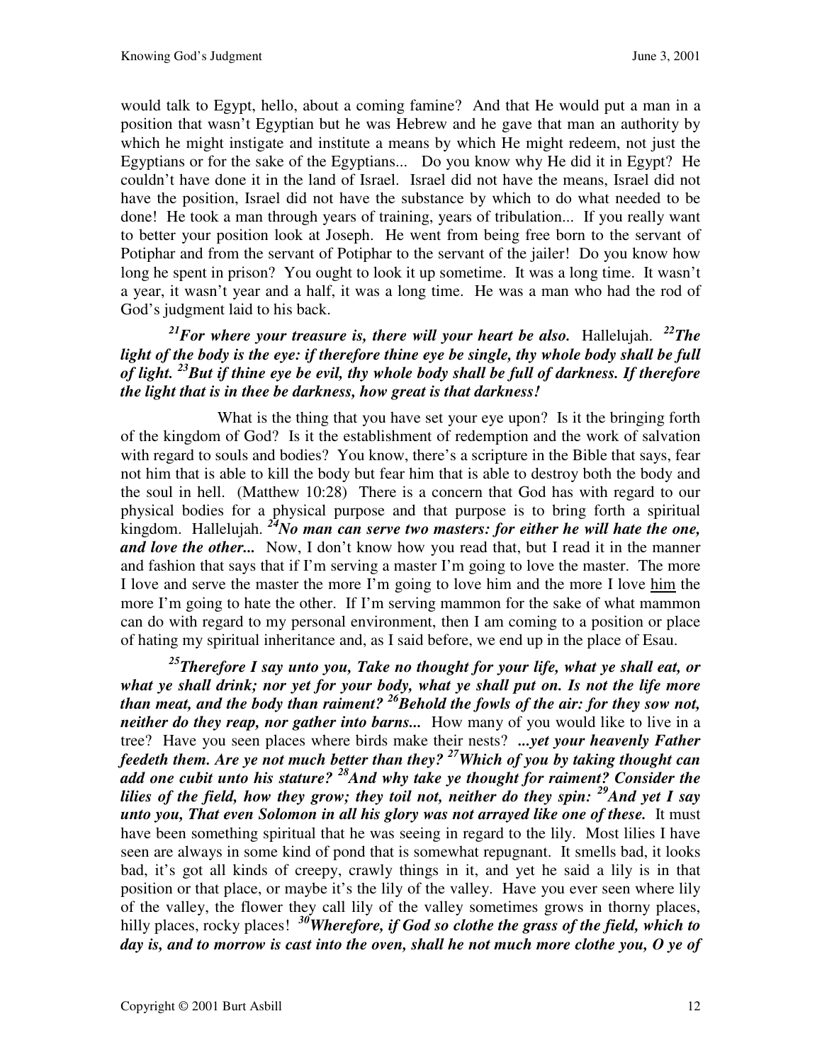would talk to Egypt, hello, about a coming famine? And that He would put a man in a position that wasn't Egyptian but he was Hebrew and he gave that man an authority by which he might instigate and institute a means by which He might redeem, not just the Egyptians or for the sake of the Egyptians... Do you know why He did it in Egypt? He couldn't have done it in the land of Israel. Israel did not have the means, Israel did not have the position, Israel did not have the substance by which to do what needed to be done! He took a man through years of training, years of tribulation... If you really want to better your position look at Joseph. He went from being free born to the servant of Potiphar and from the servant of Potiphar to the servant of the jailer! Do you know how long he spent in prison? You ought to look it up sometime. It was a long time. It wasn't a year, it wasn't year and a half, it was a long time. He was a man who had the rod of God's judgment laid to his back.

***[21]For where your treasure is, there will your heart be also.*** Hallelujah. ***[22]The light of the body is the eye: if therefore thine eye be single, thy whole body shall be full of light. [23]But if thine eye be evil, thy whole body shall be full of darkness. If therefore the light that is in thee be darkness, how great is that darkness!***

What is the thing that you have set your eye upon? Is it the bringing forth of the kingdom of God? Is it the establishment of redemption and the work of salvation with regard to souls and bodies? You know, there's a scripture in the Bible that says, fear not him that is able to kill the body but fear him that is able to destroy both the body and the soul in hell. (Matthew 10:28) There is a concern that God has with regard to our physical bodies for a physical purpose and that purpose is to bring forth a spiritual kingdom. Hallelujah. ***[24]No man can serve two masters: for either he will hate the one, and love the other...*** Now, I don't know how you read that, but I read it in the manner and fashion that says that if I'm serving a master I'm going to love the master. The more I love and serve the master the more I'm going to love him and the more I love him the more I'm going to hate the other. If I'm serving mammon for the sake of what mammon can do with regard to my personal environment, then I am coming to a position or place of hating my spiritual inheritance and, as I said before, we end up in the place of Esau.

***[25]Therefore I say unto you, Take no thought for your life, what ye shall eat, or what ye shall drink; nor yet for your body, what ye shall put on. Is not the life more than meat, and the body than raiment? [26]Behold the fowls of the air: for they sow not, neither do they reap, nor gather into barns...*** How many of you would like to live in a tree? Have you seen places where birds make their nests? ***...yet your heavenly Father feedeth them. Are ye not much better than they? [27]Which of you by taking thought can add one cubit unto his stature? [28]And why take ye thought for raiment? Consider the lilies of the field, how they grow; they toil not, neither do they spin: [29]And yet I say unto you, That even Solomon in all his glory was not arrayed like one of these.*** It must have been something spiritual that he was seeing in regard to the lily. Most lilies I have seen are always in some kind of pond that is somewhat repugnant. It smells bad, it looks bad, it's got all kinds of creepy, crawly things in it, and yet he said a lily is in that position or that place, or maybe it's the lily of the valley. Have you ever seen where lily of the valley, the flower they call lily of the valley sometimes grows in thorny places, hilly places, rocky places! ***[30]Wherefore, if God so clothe the grass of the field, which to day is, and to morrow is cast into the oven, shall he not much more clothe you, O ye of***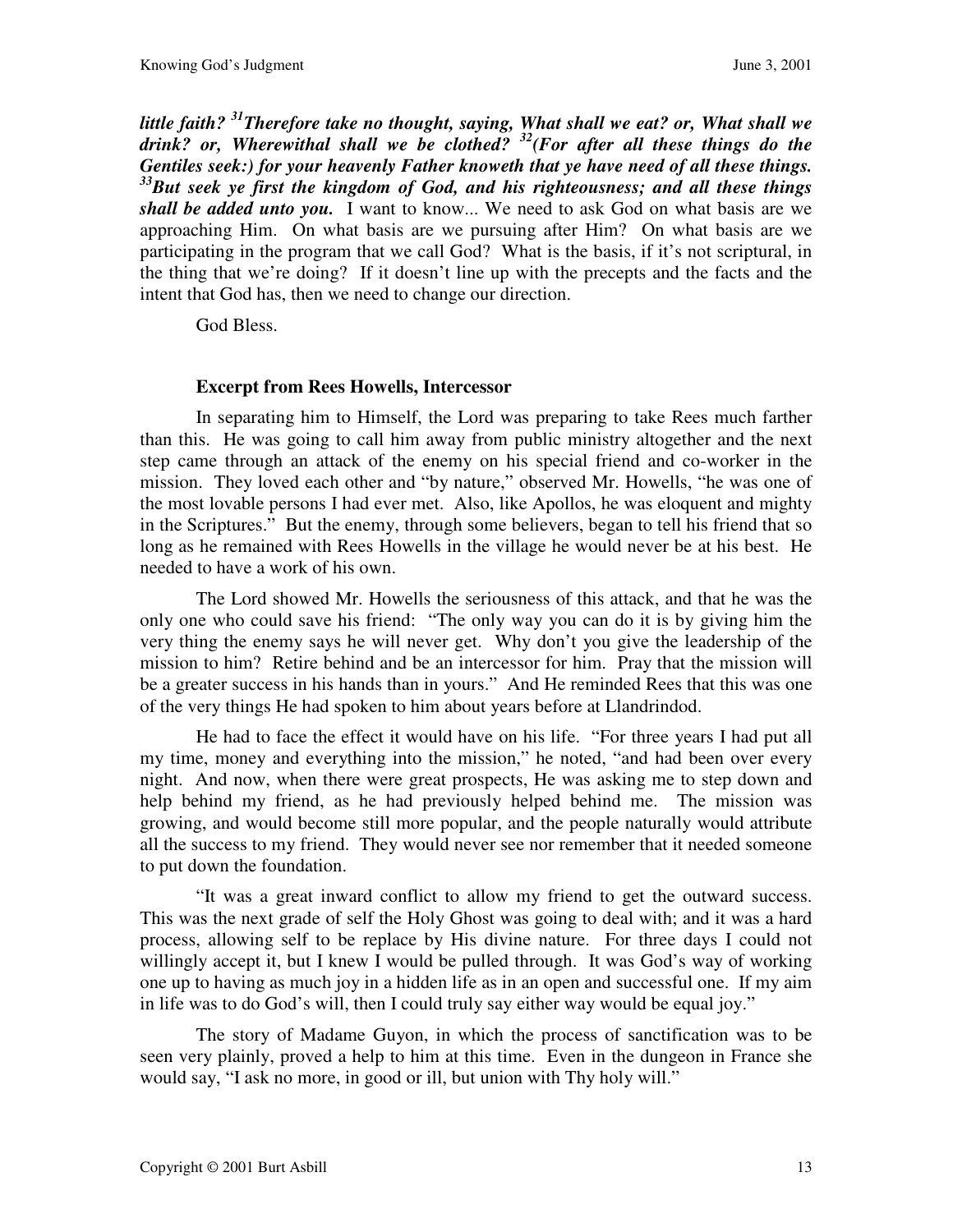***little faith? [31]Therefore take no thought, saying, What shall we eat? or, What shall we drink? or, Wherewithal shall we be clothed? [32](For after all these things do the Gentiles seek:) for your heavenly Father knoweth that ye have need of all these things. [33]But seek ye first the kingdom of God, and his righteousness; and all these things shall be added unto you.*** I want to know... We need to ask God on what basis are we approaching Him. On what basis are we pursuing after Him? On what basis are we participating in the program that we call God? What is the basis, if it's not scriptural, in the thing that we're doing? If it doesn't line up with the precepts and the facts and the intent that God has, then we need to change our direction.

God Bless.

**Excerpt from Rees Howells, Intercessor**

In separating him to Himself, the Lord was preparing to take Rees much farther than this. He was going to call him away from public ministry altogether and the next step came through an attack of the enemy on his special friend and co-worker in the mission. They loved each other and "by nature," observed Mr. Howells, "he was one of the most lovable persons I had ever met. Also, like Apollos, he was eloquent and mighty in the Scriptures." But the enemy, through some believers, began to tell his friend that so long as he remained with Rees Howells in the village he would never be at his best. He needed to have a work of his own.

The Lord showed Mr. Howells the seriousness of this attack, and that he was the only one who could save his friend: "The only way you can do it is by giving him the very thing the enemy says he will never get. Why don't you give the leadership of the mission to him? Retire behind and be an intercessor for him. Pray that the mission will be a greater success in his hands than in yours." And He reminded Rees that this was one of the very things He had spoken to him about years before at Llandrindod.

He had to face the effect it would have on his life. "For three years I had put all my time, money and everything into the mission," he noted, "and had been over every night. And now, when there were great prospects, He was asking me to step down and help behind my friend, as he had previously helped behind me. The mission was growing, and would become still more popular, and the people naturally would attribute all the success to my friend. They would never see nor remember that it needed someone to put down the foundation.

"It was a great inward conflict to allow my friend to get the outward success. This was the next grade of self the Holy Ghost was going to deal with; and it was a hard process, allowing self to be replace by His divine nature. For three days I could not willingly accept it, but I knew I would be pulled through. It was God's way of working one up to having as much joy in a hidden life as in an open and successful one. If my aim in life was to do God's will, then I could truly say either way would be equal joy."

The story of Madame Guyon, in which the process of sanctification was to be seen very plainly, proved a help to him at this time. Even in the dungeon in France she would say, "I ask no more, in good or ill, but union with Thy holy will."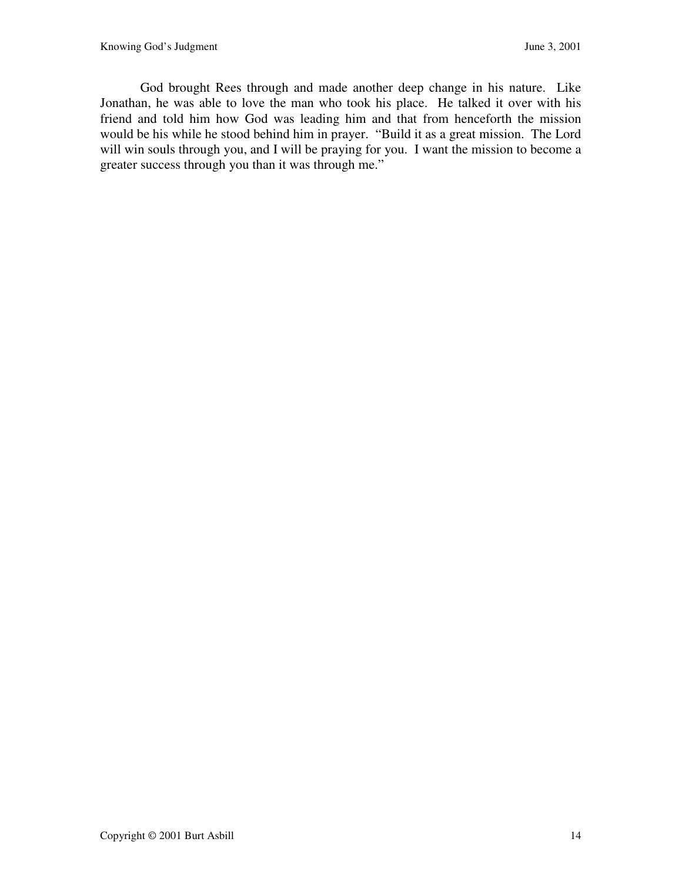God brought Rees through and made another deep change in his nature. Like Jonathan, he was able to love the man who took his place. He talked it over with his friend and told him how God was leading him and that from henceforth the mission would be his while he stood behind him in prayer. "Build it as a great mission. The Lord will win souls through you, and I will be praying for you. I want the mission to become a greater success through you than it was through me."